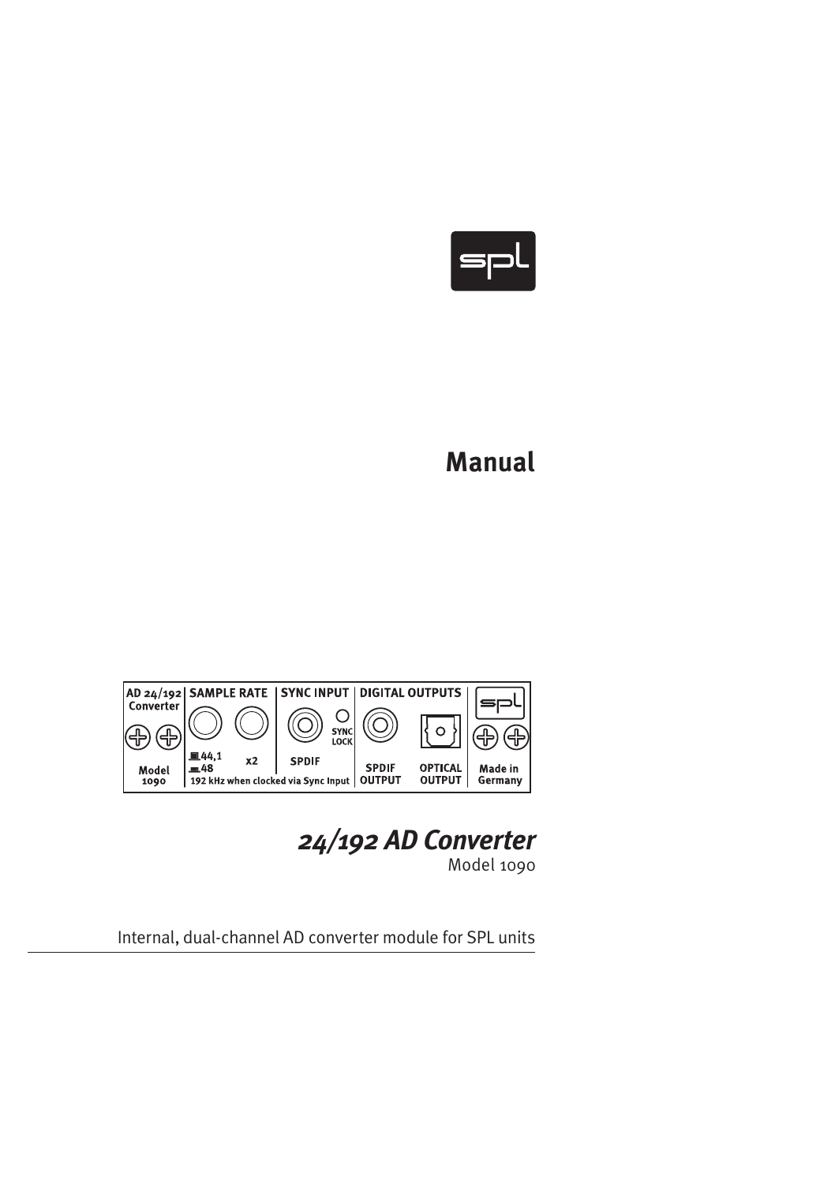# Manual

AD 24/192 Converter | SAMPLE RATE | SYNC INPUT | DIGITAL OUTPUTS

Model 1090 | 44,1 / 48 | x2 | SPDIF | SYNC LOCK | SPDIF OUTPUT | OPTICAL OUTPUT | Made in Germany

192 kHz when clocked via Sync Input

## *24/192 AD Converter*

Model 1090

Internal, dual-channel AD converter module for SPL units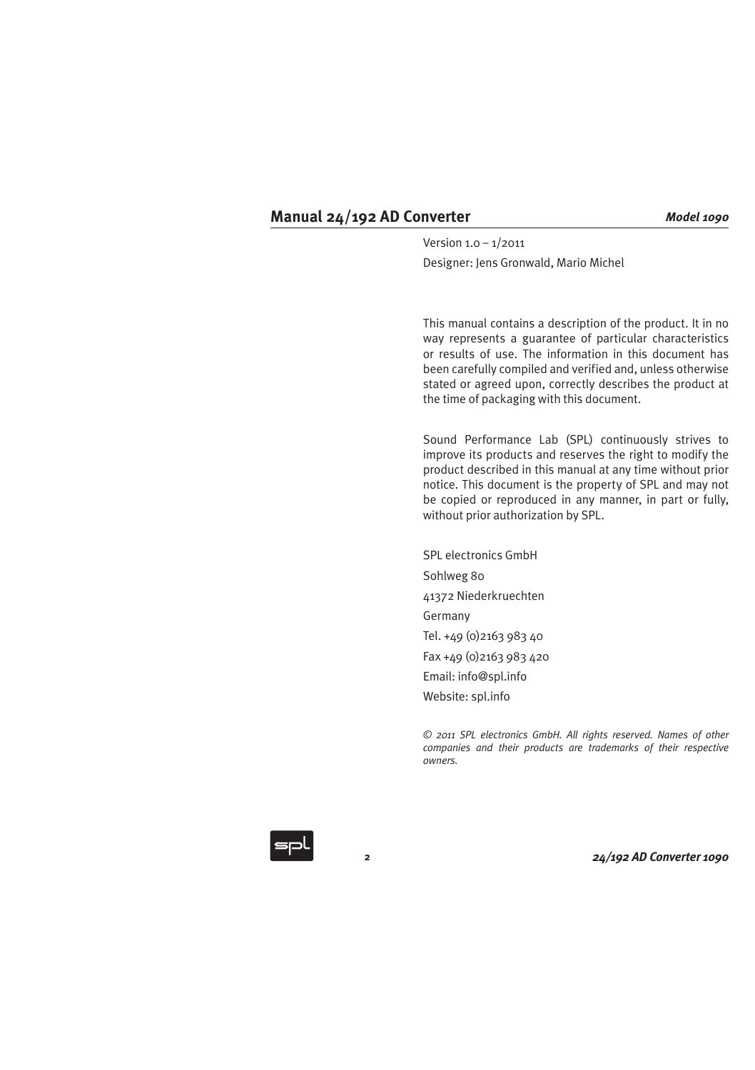# Manual 24/192 AD Converter

***Model 1090***

Version 1.0 – 1/2011

Designer: Jens Gronwald, Mario Michel

This manual contains a description of the product. It in no way represents a guarantee of particular characteristics or results of use. The information in this document has been carefully compiled and verified and, unless otherwise stated or agreed upon, correctly describes the product at the time of packaging with this document.

Sound Performance Lab (SPL) continuously strives to improve its products and reserves the right to modify the product described in this manual at any time without prior notice. This document is the property of SPL and may not be copied or reproduced in any manner, in part or fully, without prior authorization by SPL.

SPL electronics GmbH

Sohlweg 80

41372 Niederkruechten

Germany

Tel. +49 (0)2163 983 40

Fax +49 (0)2163 983 420

Email: info@spl.info

Website: spl.info

*© 2011 SPL electronics GmbH. All rights reserved. Names of other companies and their products are trademarks of their respective owners.*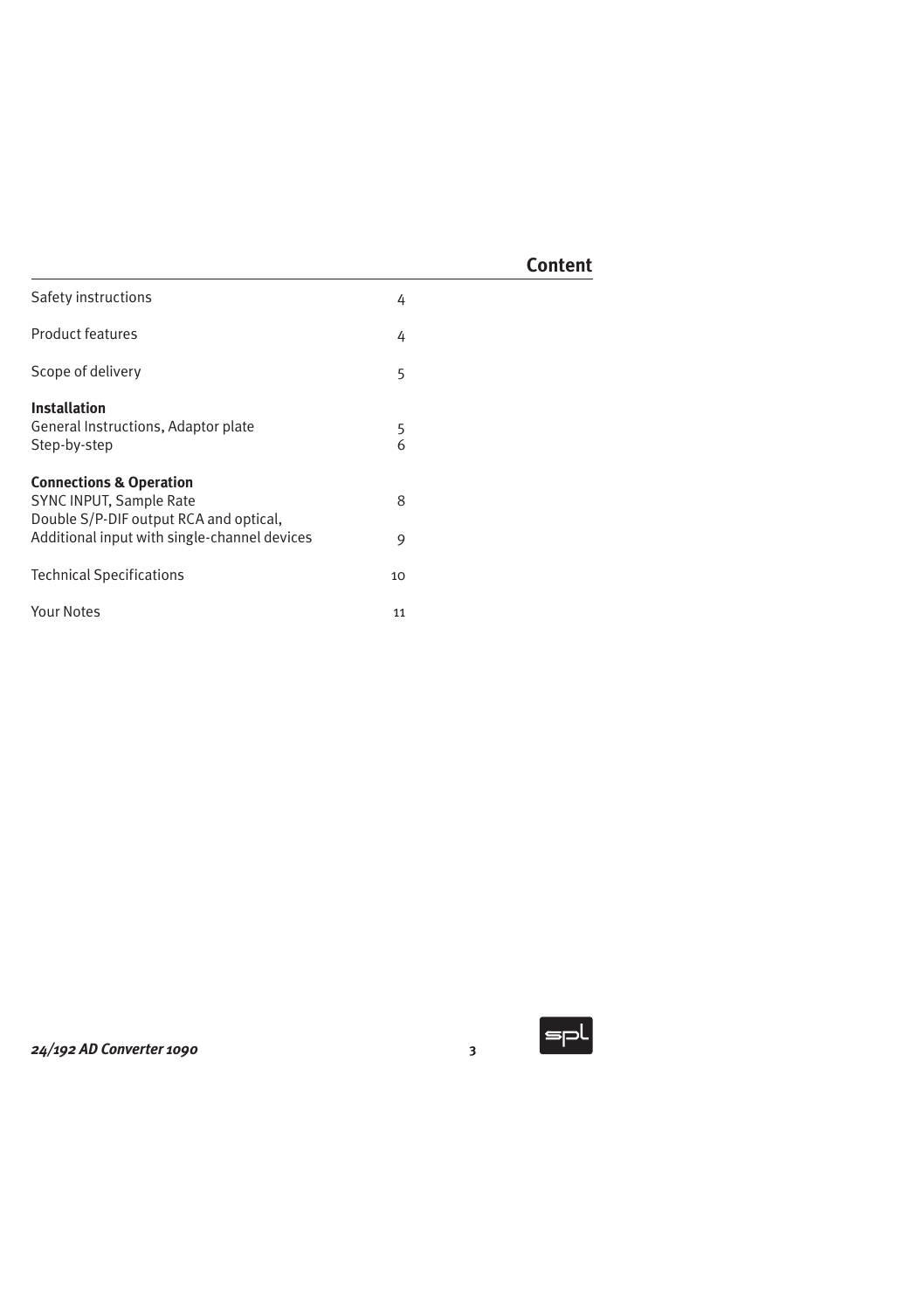## Content

| | |
|---|---|
| Safety instructions | 4 |
| Product features | 4 |
| Scope of delivery | 5 |
| **Installation** | |
| General Instructions, Adaptor plate | 5 |
| Step-by-step | 6 |
| **Connections & Operation** | |
| SYNC INPUT, Sample Rate | 8 |
| Double S/P-DIF output RCA and optical, Additional input with single-channel devices | 9 |
| Technical Specifications | 10 |
| Your Notes | 11 |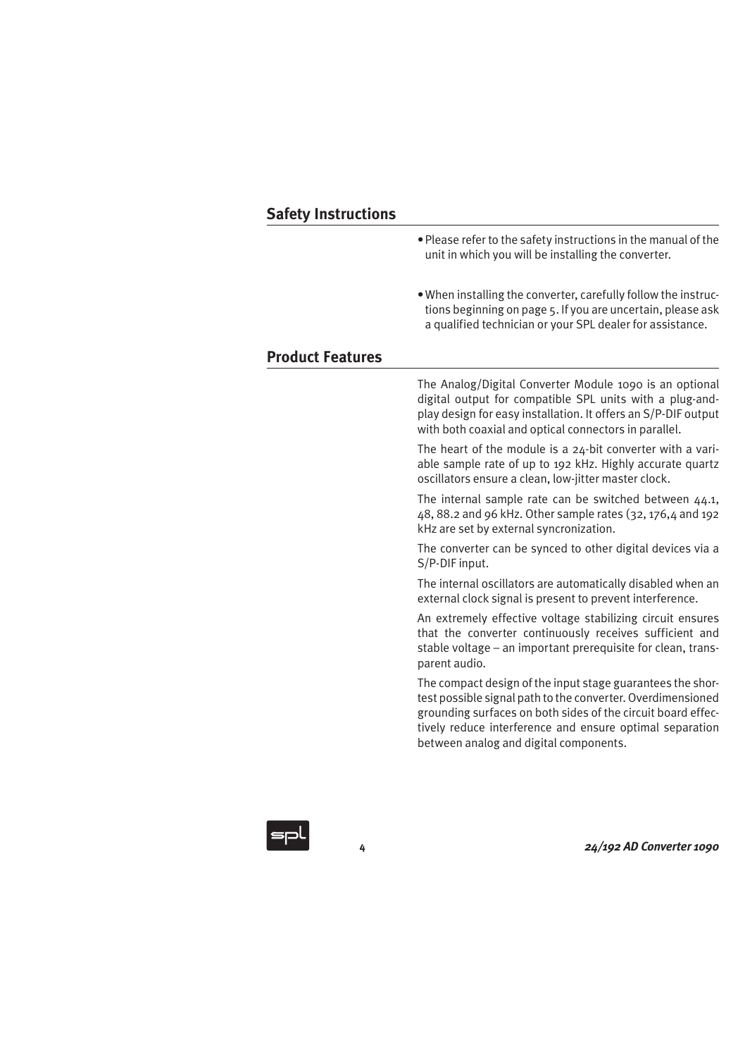## Safety Instructions

- Please refer to the safety instructions in the manual of the unit in which you will be installing the converter.
- When installing the converter, carefully follow the instructions beginning on page 5. If you are uncertain, please ask a qualified technician or your SPL dealer for assistance.

## Product Features

The Analog/Digital Converter Module 1090 is an optional digital output for compatible SPL units with a plug-and-play design for easy installation. It offers an S/P-DIF output with both coaxial and optical connectors in parallel.

The heart of the module is a 24-bit converter with a variable sample rate of up to 192 kHz. Highly accurate quartz oscillators ensure a clean, low-jitter master clock.

The internal sample rate can be switched between 44.1, 48, 88.2 and 96 kHz. Other sample rates (32, 176,4 and 192 kHz are set by external syncronization.

The converter can be synced to other digital devices via a S/P-DIF input.

The internal oscillators are automatically disabled when an external clock signal is present to prevent interference.

An extremely effective voltage stabilizing circuit ensures that the converter continuously receives sufficient and stable voltage – an important prerequisite for clean, transparent audio.

The compact design of the input stage guarantees the shortest possible signal path to the converter. Overdimensioned grounding surfaces on both sides of the circuit board effectively reduce interference and ensure optimal separation between analog and digital components.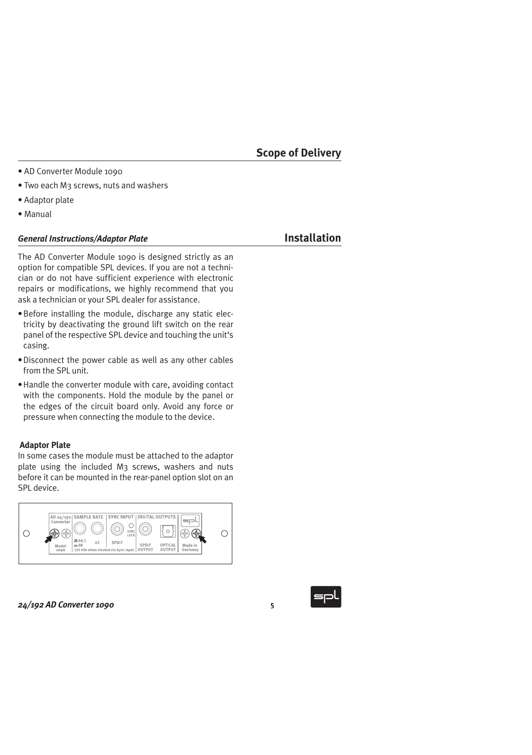## Scope of Delivery

- AD Converter Module 1090
- Two each M3 screws, nuts and washers
- Adaptor plate
- Manual

## Installation

***General Instructions/Adaptor Plate***

The AD Converter Module 1090 is designed strictly as an option for compatible SPL devices. If you are not a technician or do not have sufficient experience with electronic repairs or modifications, we highly recommend that you ask a technician or your SPL dealer for assistance.

- Before installing the module, discharge any static electricity by deactivating the ground lift switch on the rear panel of the respective SPL device and touching the unit's casing.
- Disconnect the power cable as well as any other cables from the SPL unit.
- Handle the converter module with care, avoiding contact with the components. Hold the module by the panel or the edges of the circuit board only. Avoid any force or pressure when connecting the module to the device.

**Adaptor Plate**

In some cases the module must be attached to the adaptor plate using the included M3 screws, washers and nuts before it can be mounted in the rear-panel option slot on an SPL device.

AD 24/192 Converter | SAMPLE RATE | SYNC INPUT | DIGITAL OUTPUTS | spl

SYNC LOCK

44,1 / 48 | x2 | SPDIF | SPDIF OUTPUT | OPTICAL OUTPUT | Made in Germany

Model 1090 | 192 kHz when clocked via Sync Input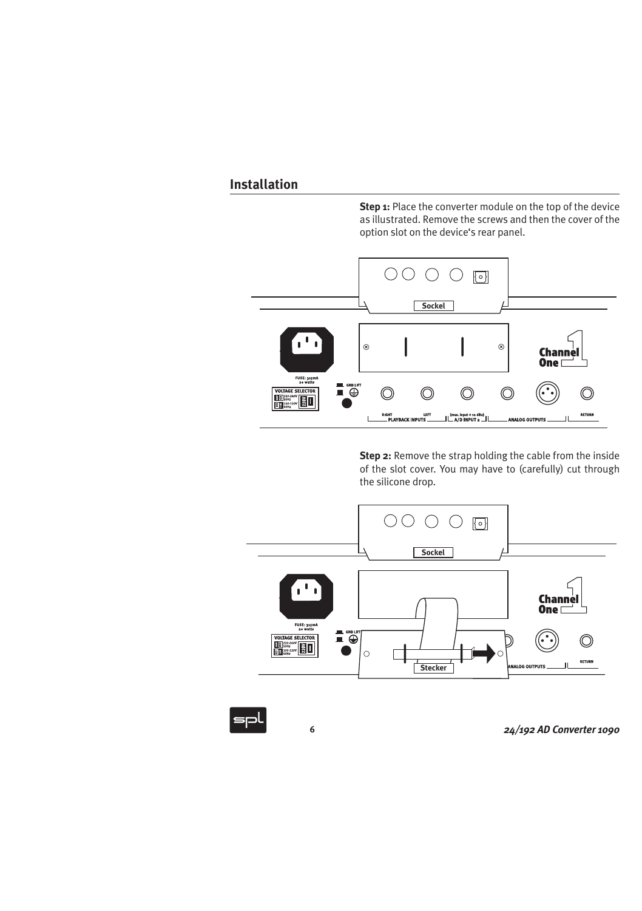## Installation

**Step 1:** Place the converter module on the top of the device as illustrated. Remove the screws and then the cover of the option slot on the device's rear panel.

**Step 2:** Remove the strap holding the cable from the inside of the slot cover. You may have to (carefully) cut through the silicone drop.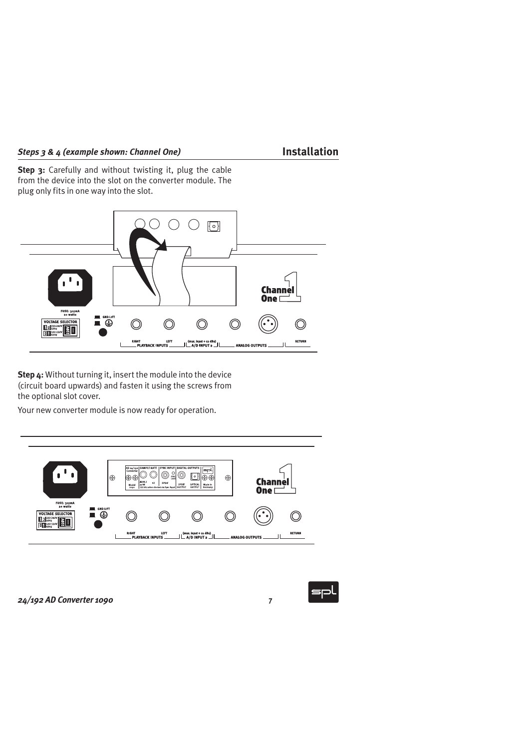## Steps 3 & 4 (example shown: Channel One)

**Step 3:** Carefully and without twisting it, plug the cable from the device into the slot on the converter module. The plug only fits in one way into the slot.

**Step 4:** Without turning it, insert the module into the device (circuit board upwards) and fasten it using the screws from the optional slot cover.

Your new converter module is now ready for operation.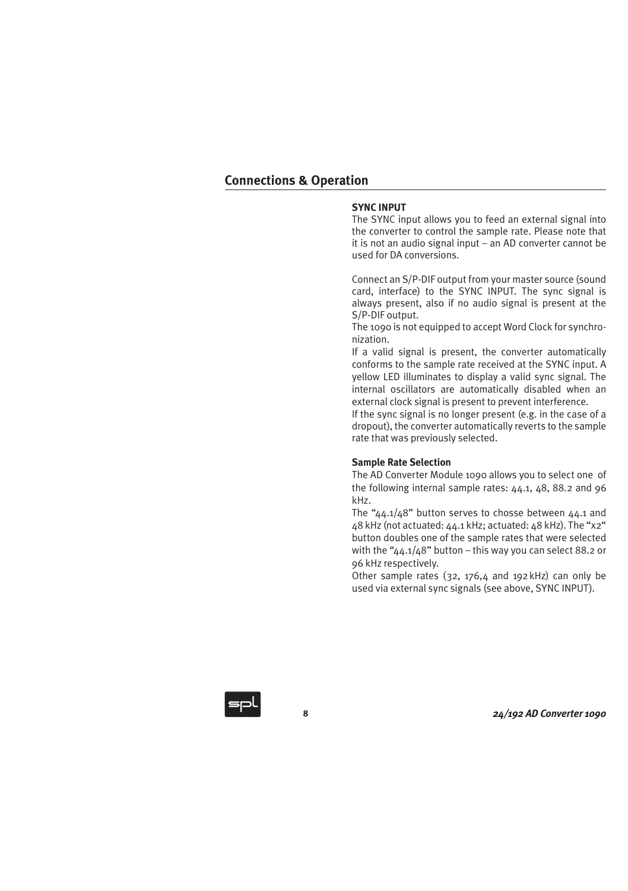## Connections & Operation

**SYNC INPUT**

The SYNC input allows you to feed an external signal into the converter to control the sample rate. Please note that it is not an audio signal input – an AD converter cannot be used for DA conversions.

Connect an S/P-DIF output from your master source (sound card, interface) to the SYNC INPUT. The sync signal is always present, also if no audio signal is present at the S/P-DIF output.

The 1090 is not equipped to accept Word Clock for synchronization.

If a valid signal is present, the converter automatically conforms to the sample rate received at the SYNC input. A yellow LED illuminates to display a valid sync signal. The internal oscillators are automatically disabled when an external clock signal is present to prevent interference.

If the sync signal is no longer present (e.g. in the case of a dropout), the converter automatically reverts to the sample rate that was previously selected.

**Sample Rate Selection**

The AD Converter Module 1090 allows you to select one of the following internal sample rates: 44.1, 48, 88.2 and 96 kHz.

The "44.1/48" button serves to chosse between 44.1 and 48 kHz (not actuated: 44.1 kHz; actuated: 48 kHz). The "x2" button doubles one of the sample rates that were selected with the "44.1/48" button – this way you can select 88.2 or 96 kHz respectively.

Other sample rates (32, 176,4 and 192 kHz) can only be used via external sync signals (see above, SYNC INPUT).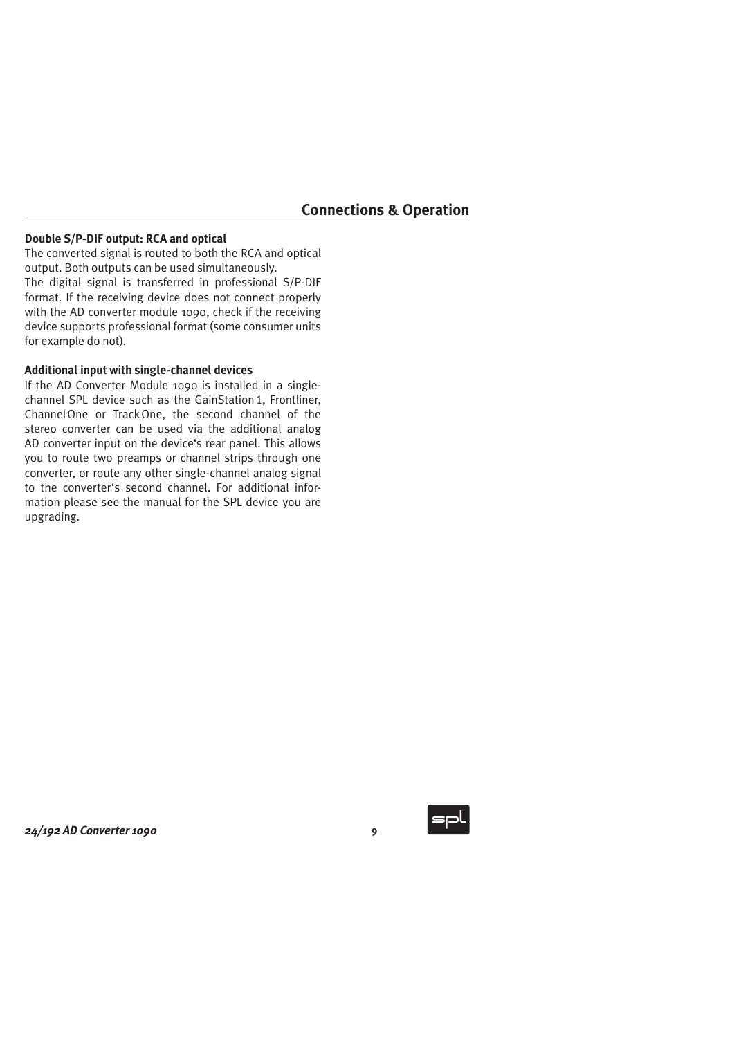## Connections & Operation

### Double S/P-DIF output: RCA and optical

The converted signal is routed to both the RCA and optical output. Both outputs can be used simultaneously.
The digital signal is transferred in professional S/P-DIF format. If the receiving device does not connect properly with the AD converter module 1090, check if the receiving device supports professional format (some consumer units for example do not).

### Additional input with single-channel devices

If the AD Converter Module 1090 is installed in a single-channel SPL device such as the GainStation 1, Frontliner, Channel One or Track One, the second channel of the stereo converter can be used via the additional analog AD converter input on the device's rear panel. This allows you to route two preamps or channel strips through one converter, or route any other single-channel analog signal to the converter's second channel. For additional information please see the manual for the SPL device you are upgrading.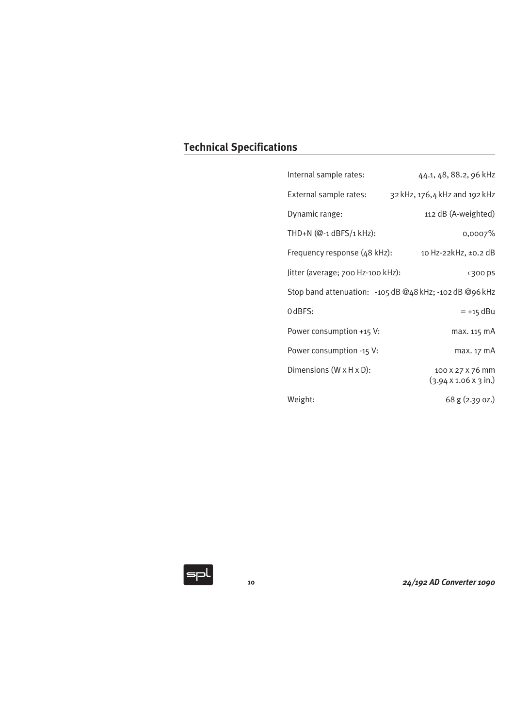## Technical Specifications

| | |
|---|---|
| Internal sample rates: | 44.1, 48, 88.2, 96 kHz |
| External sample rates: | 32 kHz, 176,4 kHz and 192 kHz |
| Dynamic range: | 112 dB (A-weighted) |
| THD+N (@-1 dBFS/1 kHz): | 0,0007% |
| Frequency response (48 kHz): | 10 Hz-22kHz, ±0.2 dB |
| Jitter (average; 700 Hz-100 kHz): | ‹ 300 ps |
| Stop band attenuation: | -105 dB @48 kHz; -102 dB @96 kHz |
| 0 dBFS: | = +15 dBu |
| Power consumption +15 V: | max. 115 mA |
| Power consumption -15 V: | max. 17 mA |
| Dimensions (W x H x D): | 100 x 27 x 76 mm (3.94 x 1.06 x 3 in.) |
| Weight: | 68 g (2.39 oz.) |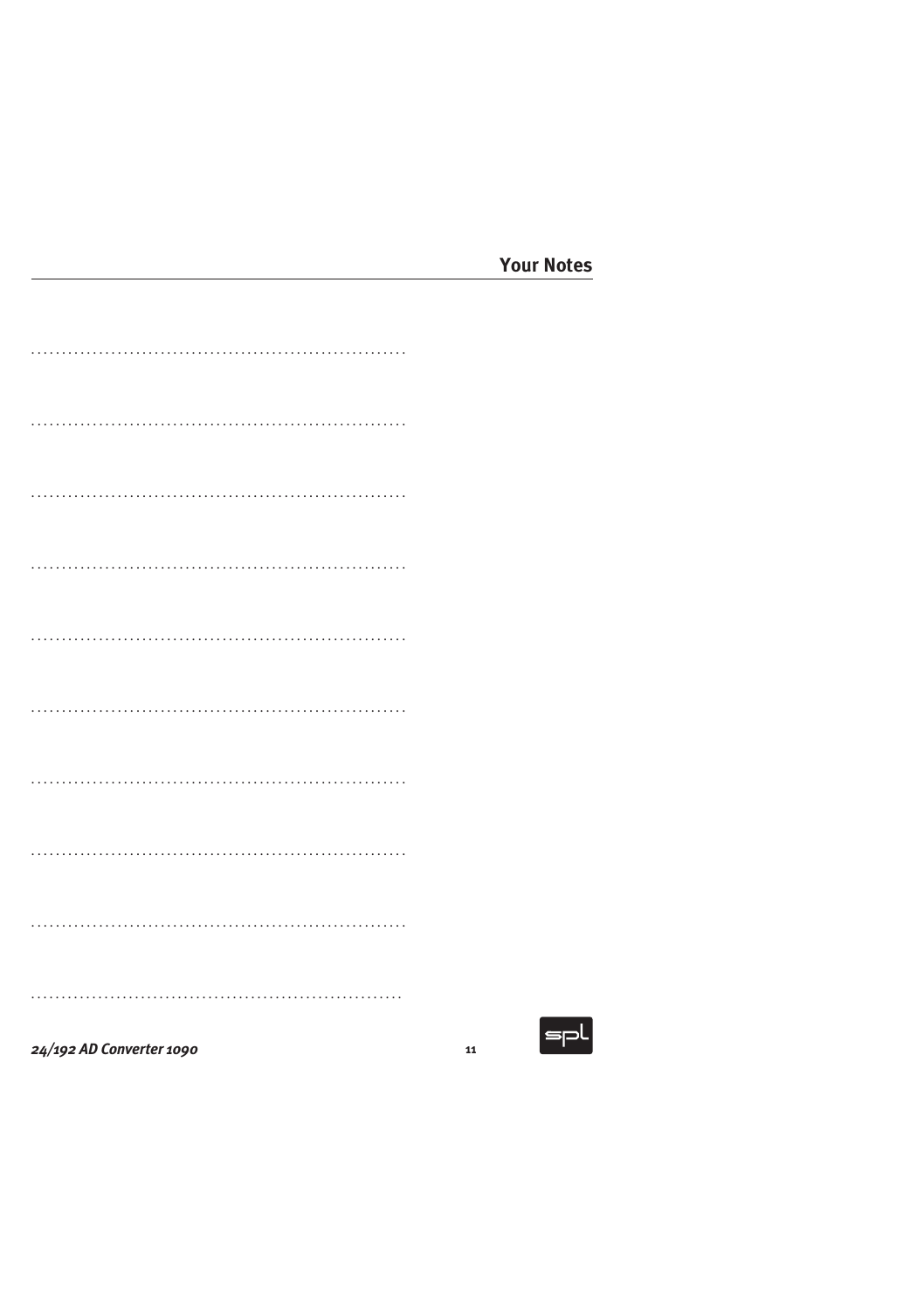## Your Notes

.............................................................

.............................................................

.............................................................

.............................................................

.............................................................

.............................................................

.............................................................

.............................................................

.............................................................

.............................................................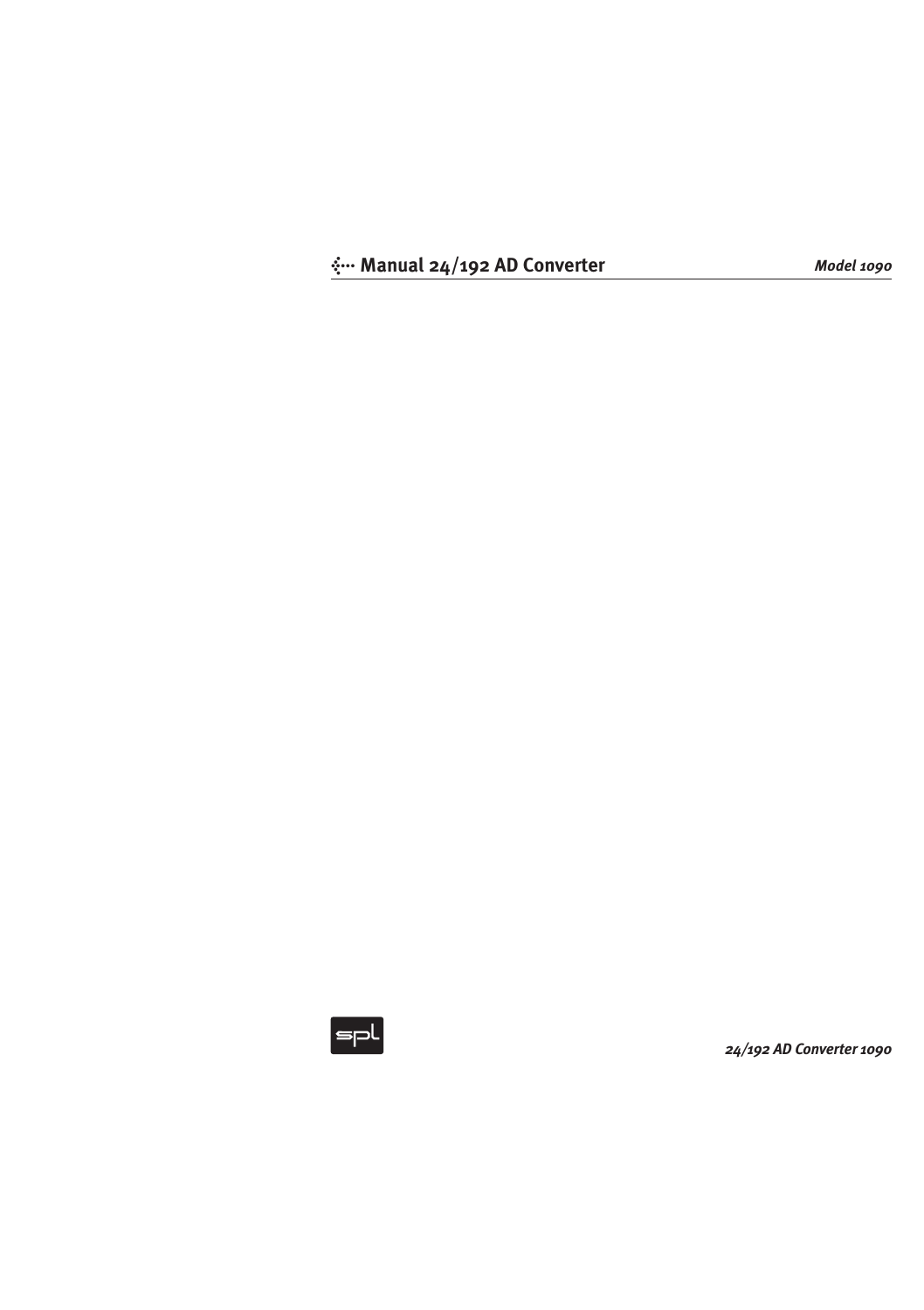# Manual 24/192 AD Converter

*Model 1090*

*24/192 AD Converter 1090*